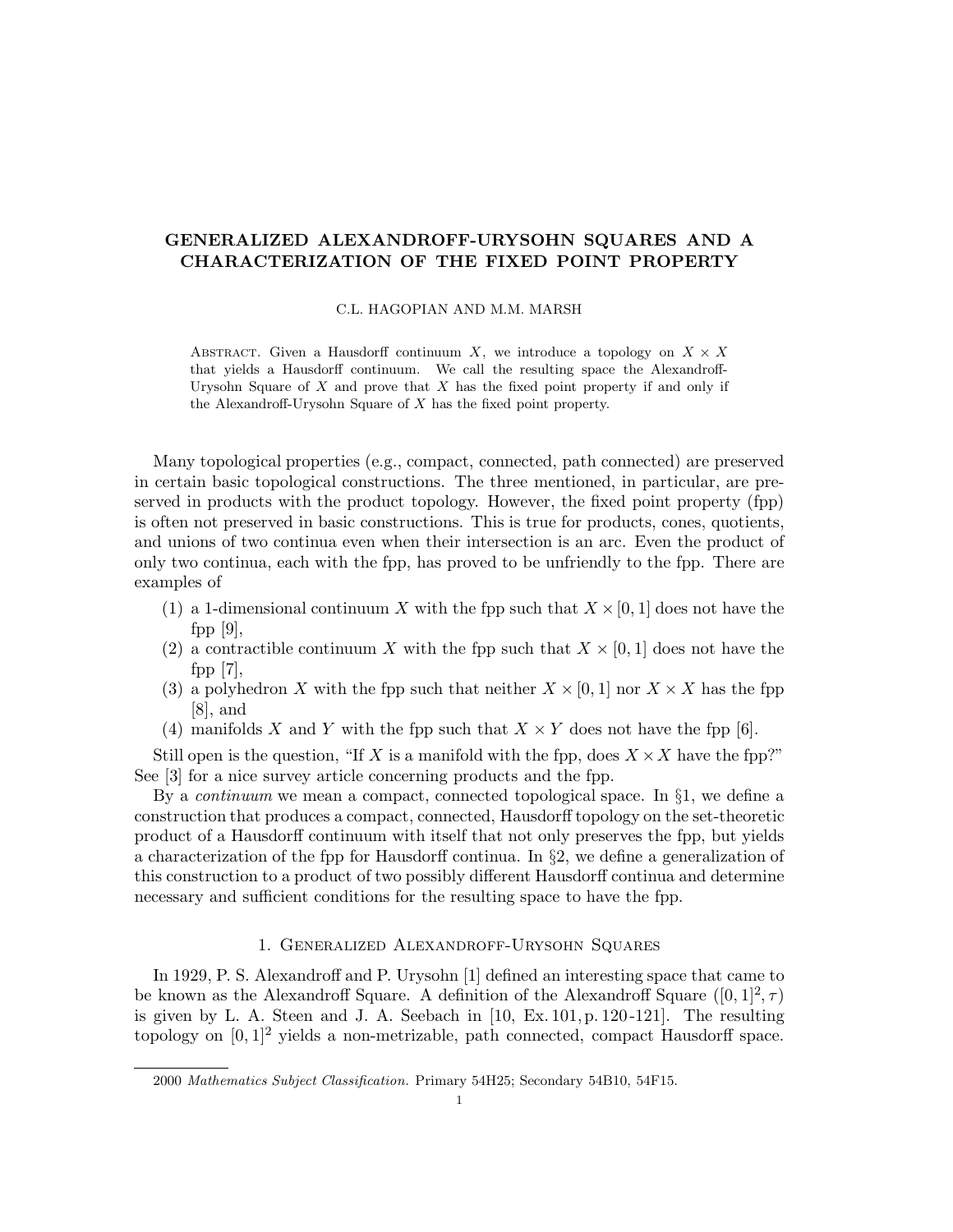# GENERALIZED ALEXANDROFF-URYSOHN SQUARES AND A CHARACTERIZATION OF THE FIXED POINT PROPERTY

C.L. HAGOPIAN AND M.M. MARSH

Abstract. Given a Hausdorff continuum $X$, we introduce a topology on $X \times X$ that yields a Hausdorff continuum. We call the resulting space the Alexandroff-Urysohn Square of $X$ and prove that $X$ has the fixed point property if and only if the Alexandroff-Urysohn Square of $X$ has the fixed point property.

Many topological properties (e.g., compact, connected, path connected) are preserved in certain basic topological constructions. The three mentioned, in particular, are preserved in products with the product topology. However, the fixed point property (fpp) is often not preserved in basic constructions. This is true for products, cones, quotients, and unions of two continua even when their intersection is an arc. Even the product of only two continua, each with the fpp, has proved to be unfriendly to the fpp. There are examples of

1. a 1-dimensional continuum $X$ with the fpp such that $X \times [0,1]$ does not have the fpp [9],
2. a contractible continuum $X$ with the fpp such that $X \times [0,1]$ does not have the fpp [7],
3. a polyhedron $X$ with the fpp such that neither $X \times [0,1]$ nor $X \times X$ has the fpp [8], and
4. manifolds $X$ and $Y$ with the fpp such that $X \times Y$ does not have the fpp [6].

Still open is the question, "If $X$ is a manifold with the fpp, does $X \times X$ have the fpp?" See [3] for a nice survey article concerning products and the fpp.

By a *continuum* we mean a compact, connected topological space. In §1, we define a construction that produces a compact, connected, Hausdorff topology on the set-theoretic product of a Hausdorff continuum with itself that not only preserves the fpp, but yields a characterization of the fpp for Hausdorff continua. In §2, we define a generalization of this construction to a product of two possibly different Hausdorff continua and determine necessary and sufficient conditions for the resulting space to have the fpp.

## 1. Generalized Alexandroff-Urysohn Squares

In 1929, P. S. Alexandroff and P. Urysohn [1] defined an interesting space that came to be known as the Alexandroff Square. A definition of the Alexandroff Square $([0,1]^2, \tau)$ is given by L. A. Steen and J. A. Seebach in [10, Ex. 101, p. 120-121]. The resulting topology on $[0,1]^2$ yields a non-metrizable, path connected, compact Hausdorff space.

2000 *Mathematics Subject Classification.* Primary 54H25; Secondary 54B10, 54F15.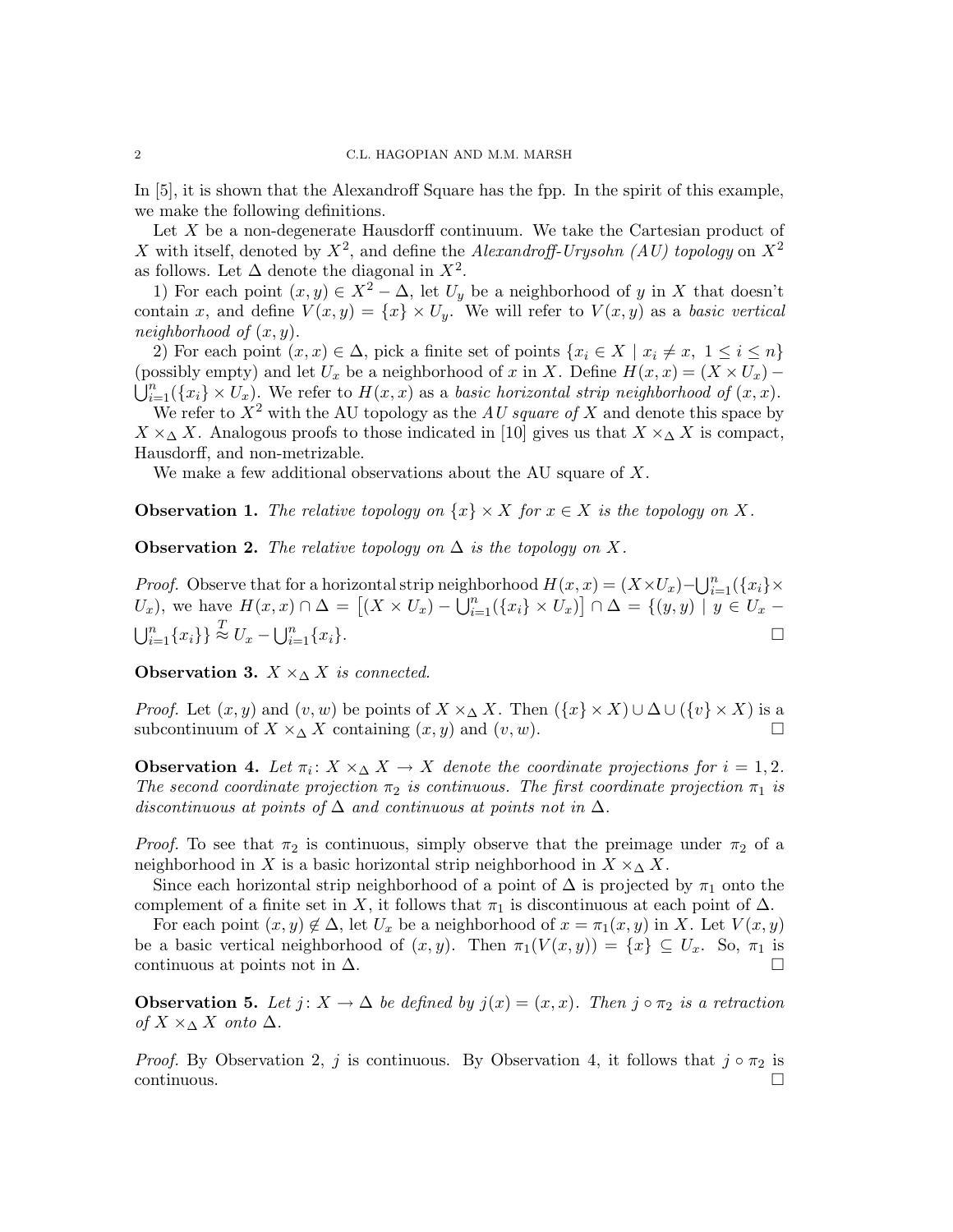In [5], it is shown that the Alexandroff Square has the fpp. In the spirit of this example, we make the following definitions.

Let $X$ be a non-degenerate Hausdorff continuum. We take the Cartesian product of $X$ with itself, denoted by $X^2$, and define the *Alexandroff-Urysohn (AU) topology* on $X^2$ as follows. Let $\Delta$ denote the diagonal in $X^2$.

1) For each point $(x, y) \in X^2 - \Delta$, let $U_y$ be a neighborhood of $y$ in $X$ that doesn't contain $x$, and define $V(x, y) = \{x\} \times U_y$. We will refer to $V(x, y)$ as a *basic vertical neighborhood of* $(x, y)$.

2) For each point $(x, x) \in \Delta$, pick a finite set of points $\{x_i \in X \mid x_i \neq x,\ 1 \leq i \leq n\}$ (possibly empty) and let $U_x$ be a neighborhood of $x$ in $X$. Define $H(x, x) = (X \times U_x) - \bigcup_{i=1}^{n}(\{x_i\} \times U_x)$. We refer to $H(x, x)$ as a *basic horizontal strip neighborhood of* $(x, x)$.

We refer to $X^2$ with the AU topology as the *AU square of* $X$ and denote this space by $X \times_\Delta X$. Analogous proofs to those indicated in [10] gives us that $X \times_\Delta X$ is compact, Hausdorff, and non-metrizable.

We make a few additional observations about the AU square of $X$.

**Observation 1.** *The relative topology on $\{x\} \times X$ for $x \in X$ is the topology on $X$.*

**Observation 2.** *The relative topology on $\Delta$ is the topology on $X$.*

*Proof.* Observe that for a horizontal strip neighborhood $H(x, x) = (X \times U_x) - \bigcup_{i=1}^{n}(\{x_i\} \times U_x)$, we have $H(x, x) \cap \Delta = \left[(X \times U_x) - \bigcup_{i=1}^{n}(\{x_i\} \times U_x)\right] \cap \Delta = \{(y, y) \mid y \in U_x - \bigcup_{i=1}^{n}\{x_i\}\} \overset{T}{\approx} U_x - \bigcup_{i=1}^{n}\{x_i\}$. □

**Observation 3.** *$X \times_\Delta X$ is connected.*

*Proof.* Let $(x, y)$ and $(v, w)$ be points of $X \times_\Delta X$. Then $(\{x\} \times X) \cup \Delta \cup (\{v\} \times X)$ is a subcontinuum of $X \times_\Delta X$ containing $(x, y)$ and $(v, w)$. □

**Observation 4.** *Let $\pi_i \colon X \times_\Delta X \to X$ denote the coordinate projections for $i = 1, 2$. The second coordinate projection $\pi_2$ is continuous. The first coordinate projection $\pi_1$ is discontinuous at points of $\Delta$ and continuous at points not in $\Delta$.*

*Proof.* To see that $\pi_2$ is continuous, simply observe that the preimage under $\pi_2$ of a neighborhood in $X$ is a basic horizontal strip neighborhood in $X \times_\Delta X$.

Since each horizontal strip neighborhood of a point of $\Delta$ is projected by $\pi_1$ onto the complement of a finite set in $X$, it follows that $\pi_1$ is discontinuous at each point of $\Delta$.

For each point $(x, y) \notin \Delta$, let $U_x$ be a neighborhood of $x = \pi_1(x, y)$ in $X$. Let $V(x, y)$ be a basic vertical neighborhood of $(x, y)$. Then $\pi_1(V(x, y)) = \{x\} \subseteq U_x$. So, $\pi_1$ is continuous at points not in $\Delta$. □

**Observation 5.** *Let $j \colon X \to \Delta$ be defined by $j(x) = (x, x)$. Then $j \circ \pi_2$ is a retraction of $X \times_\Delta X$ onto $\Delta$.*

*Proof.* By Observation 2, $j$ is continuous. By Observation 4, it follows that $j \circ \pi_2$ is continuous. □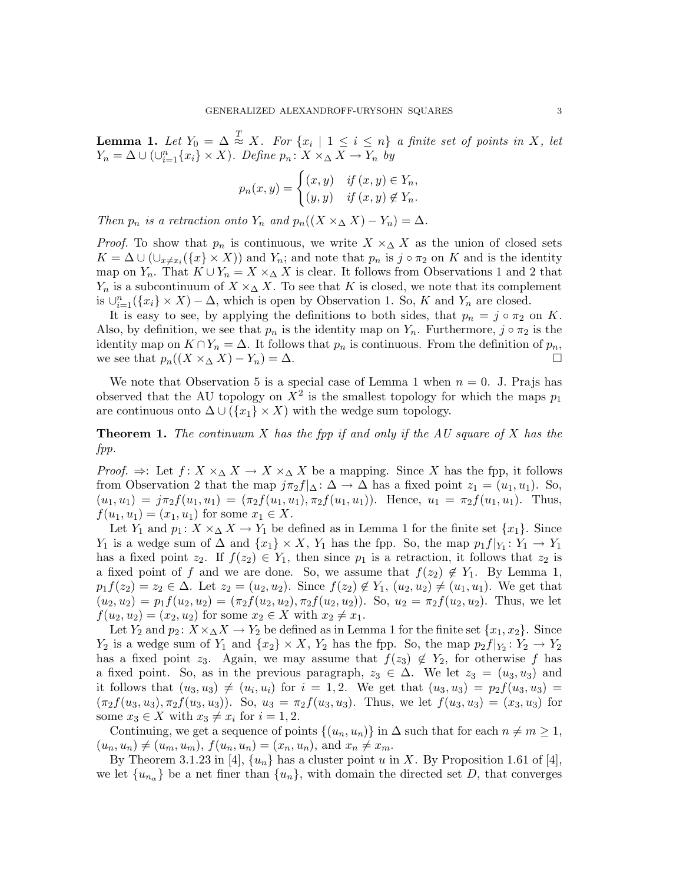**Lemma 1.** *Let $Y_0 = \Delta \overset{T}{\approx} X$. For $\{x_i \mid 1 \le i \le n\}$ a finite set of points in $X$, let $Y_n = \Delta \cup (\cup_{i=1}^n \{x_i\} \times X)$. Define $p_n \colon X \times_\Delta X \to Y_n$ by*

$$p_n(x, y) = \begin{cases} (x, y) & \text{if } (x, y) \in Y_n, \\ (y, y) & \text{if } (x, y) \notin Y_n. \end{cases}$$

*Then $p_n$ is a retraction onto $Y_n$ and $p_n((X \times_\Delta X) - Y_n) = \Delta$.*

*Proof.* To show that $p_n$ is continuous, we write $X \times_\Delta X$ as the union of closed sets $K = \Delta \cup (\cup_{x \neq x_i}(\{x\} \times X))$ and $Y_n$; and note that $p_n$ is $j \circ \pi_2$ on $K$ and is the identity map on $Y_n$. That $K \cup Y_n = X \times_\Delta X$ is clear. It follows from Observations 1 and 2 that $Y_n$ is a subcontinuum of $X \times_\Delta X$. To see that $K$ is closed, we note that its complement is $\cup_{i=1}^n(\{x_i\} \times X) - \Delta$, which is open by Observation 1. So, $K$ and $Y_n$ are closed.

It is easy to see, by applying the definitions to both sides, that $p_n = j \circ \pi_2$ on $K$. Also, by definition, we see that $p_n$ is the identity map on $Y_n$. Furthermore, $j \circ \pi_2$ is the identity map on $K \cap Y_n = \Delta$. It follows that $p_n$ is continuous. From the definition of $p_n$, we see that $p_n((X \times_\Delta X) - Y_n) = \Delta$. □

We note that Observation 5 is a special case of Lemma 1 when $n = 0$. J. Prajs has observed that the AU topology on $X^2$ is the smallest topology for which the maps $p_1$ are continuous onto $\Delta \cup (\{x_1\} \times X)$ with the wedge sum topology.

**Theorem 1.** *The continuum $X$ has the fpp if and only if the AU square of $X$ has the fpp.*

*Proof.* ⇒: Let $f \colon X \times_\Delta X \to X \times_\Delta X$ be a mapping. Since $X$ has the fpp, it follows from Observation 2 that the map $j\pi_2 f|_\Delta \colon \Delta \to \Delta$ has a fixed point $z_1 = (u_1, u_1)$. So, $(u_1, u_1) = j\pi_2 f(u_1, u_1) = (\pi_2 f(u_1, u_1), \pi_2 f(u_1, u_1))$. Hence, $u_1 = \pi_2 f(u_1, u_1)$. Thus, $f(u_1, u_1) = (x_1, u_1)$ for some $x_1 \in X$.

Let $Y_1$ and $p_1 \colon X \times_\Delta X \to Y_1$ be defined as in Lemma 1 for the finite set $\{x_1\}$. Since $Y_1$ is a wedge sum of $\Delta$ and $\{x_1\} \times X$, $Y_1$ has the fpp. So, the map $p_1 f|_{Y_1} \colon Y_1 \to Y_1$ has a fixed point $z_2$. If $f(z_2) \in Y_1$, then since $p_1$ is a retraction, it follows that $z_2$ is a fixed point of $f$ and we are done. So, we assume that $f(z_2) \notin Y_1$. By Lemma 1, $p_1 f(z_2) = z_2 \in \Delta$. Let $z_2 = (u_2, u_2)$. Since $f(z_2) \notin Y_1$, $(u_2, u_2) \neq (u_1, u_1)$. We get that $(u_2, u_2) = p_1 f(u_2, u_2) = (\pi_2 f(u_2, u_2), \pi_2 f(u_2, u_2))$. So, $u_2 = \pi_2 f(u_2, u_2)$. Thus, we let $f(u_2, u_2) = (x_2, u_2)$ for some $x_2 \in X$ with $x_2 \neq x_1$.

Let $Y_2$ and $p_2 \colon X \times_\Delta X \to Y_2$ be defined as in Lemma 1 for the finite set $\{x_1, x_2\}$. Since $Y_2$ is a wedge sum of $Y_1$ and $\{x_2\} \times X$, $Y_2$ has the fpp. So, the map $p_2 f|_{Y_2} \colon Y_2 \to Y_2$ has a fixed point $z_3$. Again, we may assume that $f(z_3) \notin Y_2$, for otherwise $f$ has a fixed point. So, as in the previous paragraph, $z_3 \in \Delta$. We let $z_3 = (u_3, u_3)$ and it follows that $(u_3, u_3) \neq (u_i, u_i)$ for $i = 1, 2$. We get that $(u_3, u_3) = p_2 f(u_3, u_3) = (\pi_2 f(u_3, u_3), \pi_2 f(u_3, u_3))$. So, $u_3 = \pi_2 f(u_3, u_3)$. Thus, we let $f(u_3, u_3) = (x_3, u_3)$ for some $x_3 \in X$ with $x_3 \neq x_i$ for $i = 1, 2$.

Continuing, we get a sequence of points $\{(u_n, u_n)\}$ in $\Delta$ such that for each $n \neq m \geq 1$, $(u_n, u_n) \neq (u_m, u_m)$, $f(u_n, u_n) = (x_n, u_n)$, and $x_n \neq x_m$.

By Theorem 3.1.23 in [4], $\{u_n\}$ has a cluster point $u$ in $X$. By Proposition 1.61 of [4], we let $\{u_{n_\alpha}\}$ be a net finer than $\{u_n\}$, with domain the directed set $D$, that converges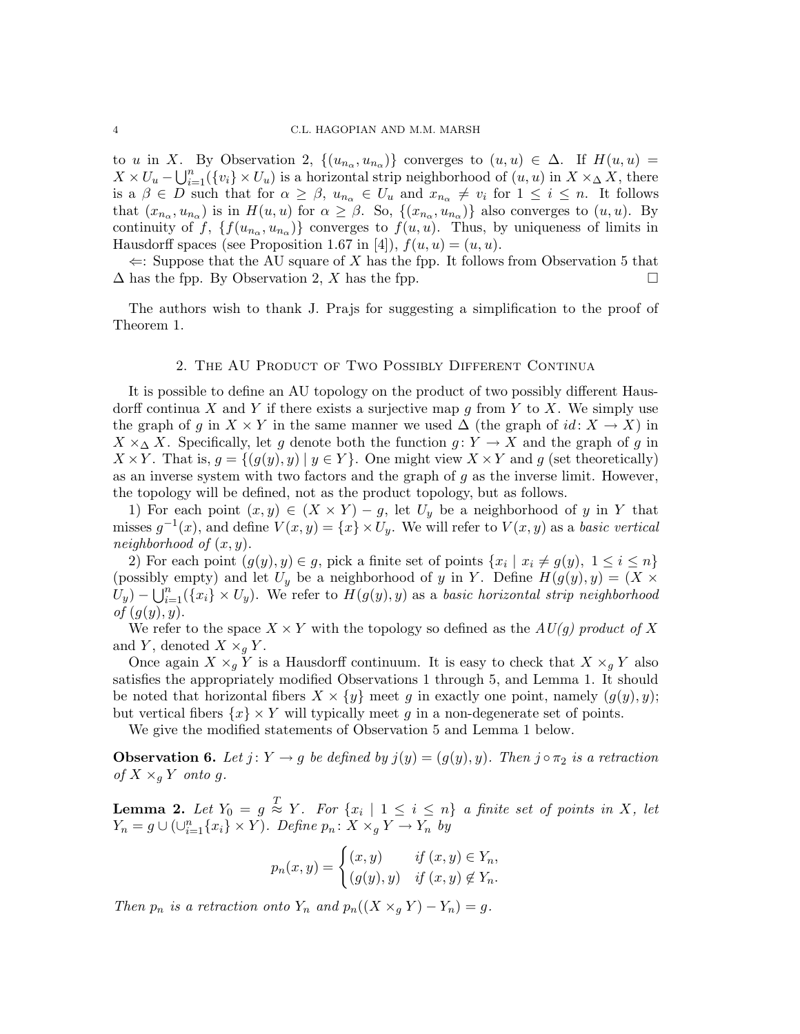to $u$ in $X$. By Observation 2, $\{(u_{n_\alpha}, u_{n_\alpha})\}$ converges to $(u,u) \in \Delta$. If $H(u,u) = X \times U_u - \bigcup_{i=1}^n (\{v_i\} \times U_u)$ is a horizontal strip neighborhood of $(u,u)$ in $X \times_\Delta X$, there is a $\beta \in D$ such that for $\alpha \geq \beta$, $u_{n_\alpha} \in U_u$ and $x_{n_\alpha} \neq v_i$ for $1 \leq i \leq n$. It follows that $(x_{n_\alpha}, u_{n_\alpha})$ is in $H(u,u)$ for $\alpha \geq \beta$. So, $\{(x_{n_\alpha}, u_{n_\alpha})\}$ also converges to $(u,u)$. By continuity of $f$, $\{f(u_{n_\alpha}, u_{n_\alpha})\}$ converges to $f(u,u)$. Thus, by uniqueness of limits in Hausdorff spaces (see Proposition 1.67 in [4]), $f(u,u) = (u,u)$.

$\Leftarrow$: Suppose that the AU square of $X$ has the fpp. It follows from Observation 5 that $\Delta$ has the fpp. By Observation 2, $X$ has the fpp. $\square$

The authors wish to thank J. Prajs for suggesting a simplification to the proof of Theorem 1.

## 2. The AU Product of Two Possibly Different Continua

It is possible to define an AU topology on the product of two possibly different Hausdorff continua $X$ and $Y$ if there exists a surjective map $g$ from $Y$ to $X$. We simply use the graph of $g$ in $X \times Y$ in the same manner we used $\Delta$ (the graph of $id\colon X \to X$) in $X \times_\Delta X$. Specifically, let $g$ denote both the function $g\colon Y \to X$ and the graph of $g$ in $X \times Y$. That is, $g = \{(g(y), y) \mid y \in Y\}$. One might view $X \times Y$ and $g$ (set theoretically) as an inverse system with two factors and the graph of $g$ as the inverse limit. However, the topology will be defined, not as the product topology, but as follows.

1) For each point $(x,y) \in (X \times Y) - g$, let $U_y$ be a neighborhood of $y$ in $Y$ that misses $g^{-1}(x)$, and define $V(x,y) = \{x\} \times U_y$. We will refer to $V(x,y)$ as a *basic vertical neighborhood of* $(x,y)$.

2) For each point $(g(y), y) \in g$, pick a finite set of points $\{x_i \mid x_i \neq g(y),\ 1 \leq i \leq n\}$ (possibly empty) and let $U_y$ be a neighborhood of $y$ in $Y$. Define $H(g(y), y) = (X \times U_y) - \bigcup_{i=1}^n (\{x_i\} \times U_y)$. We refer to $H(g(y), y)$ as a *basic horizontal strip neighborhood of* $(g(y), y)$.

We refer to the space $X \times Y$ with the topology so defined as the *$AU(g)$ product of* $X$ and $Y$, denoted $X \times_g Y$.

Once again $X \times_g Y$ is a Hausdorff continuum. It is easy to check that $X \times_g Y$ also satisfies the appropriately modified Observations 1 through 5, and Lemma 1. It should be noted that horizontal fibers $X \times \{y\}$ meet $g$ in exactly one point, namely $(g(y), y)$; but vertical fibers $\{x\} \times Y$ will typically meet $g$ in a non-degenerate set of points.

We give the modified statements of Observation 5 and Lemma 1 below.

**Observation 6.** *Let $j\colon Y \to g$ be defined by $j(y) = (g(y), y)$. Then $j \circ \pi_2$ is a retraction of $X \times_g Y$ onto $g$.*

**Lemma 2.** *Let $Y_0 = g \overset{T}{\approx} Y$. For $\{x_i \mid 1 \leq i \leq n\}$ a finite set of points in $X$, let $Y_n = g \cup (\cup_{i=1}^n \{x_i\} \times Y)$. Define $p_n\colon X \times_g Y \to Y_n$ by*

$$p_n(x,y) = \begin{cases} (x,y) & \text{if } (x,y) \in Y_n, \\ (g(y), y) & \text{if } (x,y) \notin Y_n. \end{cases}$$

*Then $p_n$ is a retraction onto $Y_n$ and $p_n((X \times_g Y) - Y_n) = g$.*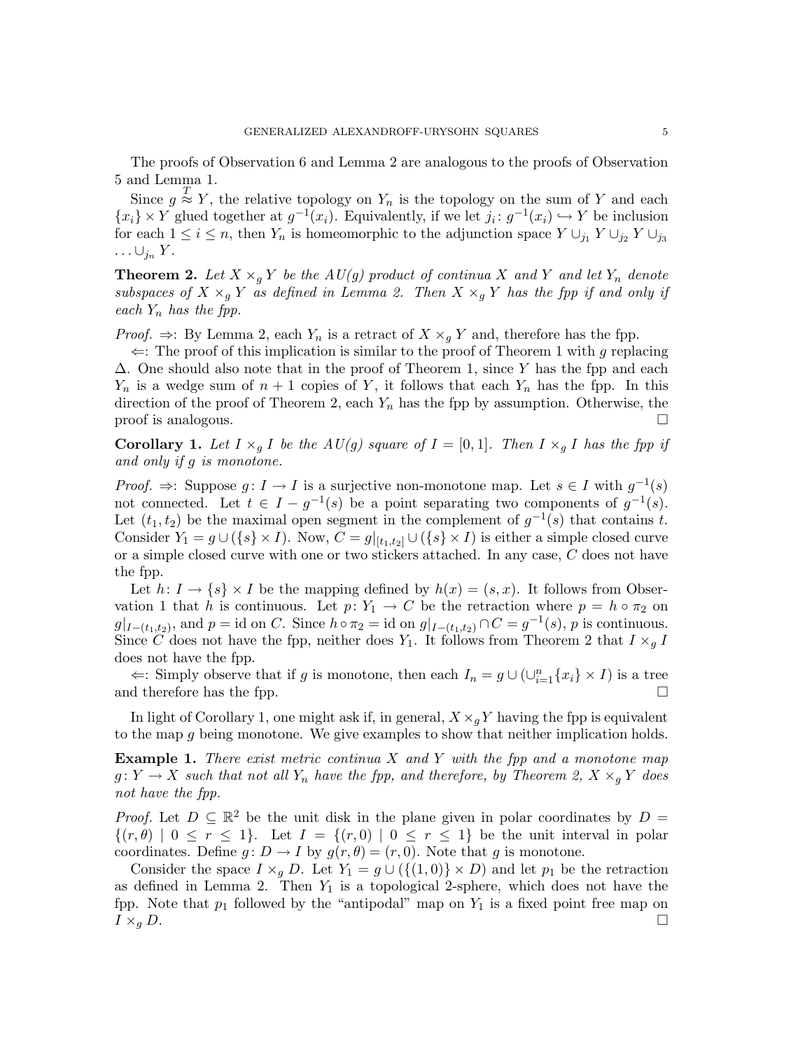The proofs of Observation 6 and Lemma 2 are analogous to the proofs of Observation 5 and Lemma 1.

Since $g \overset{T}{\approx} Y$, the relative topology on $Y_n$ is the topology on the sum of $Y$ and each $\{x_i\} \times Y$ glued together at $g^{-1}(x_i)$. Equivalently, if we let $j_i \colon g^{-1}(x_i) \hookrightarrow Y$ be inclusion for each $1 \leq i \leq n$, then $Y_n$ is homeomorphic to the adjunction space $Y \cup_{j_1} Y \cup_{j_2} Y \cup_{j_3} \ldots \cup_{j_n} Y$.

**Theorem 2.** *Let $X \times_g Y$ be the $AU(g)$ product of continua $X$ and $Y$ and let $Y_n$ denote subspaces of $X \times_g Y$ as defined in Lemma 2. Then $X \times_g Y$ has the fpp if and only if each $Y_n$ has the fpp.*

*Proof.* $\Rightarrow$: By Lemma 2, each $Y_n$ is a retract of $X \times_g Y$ and, therefore has the fpp.

$\Leftarrow$: The proof of this implication is similar to the proof of Theorem 1 with $g$ replacing $\Delta$. One should also note that in the proof of Theorem 1, since $Y$ has the fpp and each $Y_n$ is a wedge sum of $n+1$ copies of $Y$, it follows that each $Y_n$ has the fpp. In this direction of the proof of Theorem 2, each $Y_n$ has the fpp by assumption. Otherwise, the proof is analogous. $\square$

**Corollary 1.** *Let $I \times_g I$ be the $AU(g)$ square of $I = [0,1]$. Then $I \times_g I$ has the fpp if and only if $g$ is monotone.*

*Proof.* $\Rightarrow$: Suppose $g \colon I \to I$ is a surjective non-monotone map. Let $s \in I$ with $g^{-1}(s)$ not connected. Let $t \in I - g^{-1}(s)$ be a point separating two components of $g^{-1}(s)$. Let $(t_1, t_2)$ be the maximal open segment in the complement of $g^{-1}(s)$ that contains $t$. Consider $Y_1 = g \cup (\{s\} \times I)$. Now, $C = g|_{[t_1,t_2]} \cup (\{s\} \times I)$ is either a simple closed curve or a simple closed curve with one or two stickers attached. In any case, $C$ does not have the fpp.

Let $h \colon I \to \{s\} \times I$ be the mapping defined by $h(x) = (s, x)$. It follows from Observation 1 that $h$ is continuous. Let $p \colon Y_1 \to C$ be the retraction where $p = h \circ \pi_2$ on $g|_{I-(t_1,t_2)}$, and $p = \mathrm{id}$ on $C$. Since $h \circ \pi_2 = \mathrm{id}$ on $g|_{I-(t_1,t_2)} \cap C = g^{-1}(s)$, $p$ is continuous. Since $C$ does not have the fpp, neither does $Y_1$. It follows from Theorem 2 that $I \times_g I$ does not have the fpp.

$\Leftarrow$: Simply observe that if $g$ is monotone, then each $I_n = g \cup (\cup_{i=1}^n \{x_i\} \times I)$ is a tree and therefore has the fpp. $\square$

In light of Corollary 1, one might ask if, in general, $X \times_g Y$ having the fpp is equivalent to the map $g$ being monotone. We give examples to show that neither implication holds.

**Example 1.** *There exist metric continua $X$ and $Y$ with the fpp and a monotone map $g \colon Y \to X$ such that not all $Y_n$ have the fpp, and therefore, by Theorem 2, $X \times_g Y$ does not have the fpp.*

*Proof.* Let $D \subseteq \mathbb{R}^2$ be the unit disk in the plane given in polar coordinates by $D = \{(r, \theta) \mid 0 \leq r \leq 1\}$. Let $I = \{(r, 0) \mid 0 \leq r \leq 1\}$ be the unit interval in polar coordinates. Define $g \colon D \to I$ by $g(r, \theta) = (r, 0)$. Note that $g$ is monotone.

Consider the space $I \times_g D$. Let $Y_1 = g \cup (\{(1,0)\} \times D)$ and let $p_1$ be the retraction as defined in Lemma 2. Then $Y_1$ is a topological 2-sphere, which does not have the fpp. Note that $p_1$ followed by the "antipodal" map on $Y_1$ is a fixed point free map on $I \times_g D$. $\square$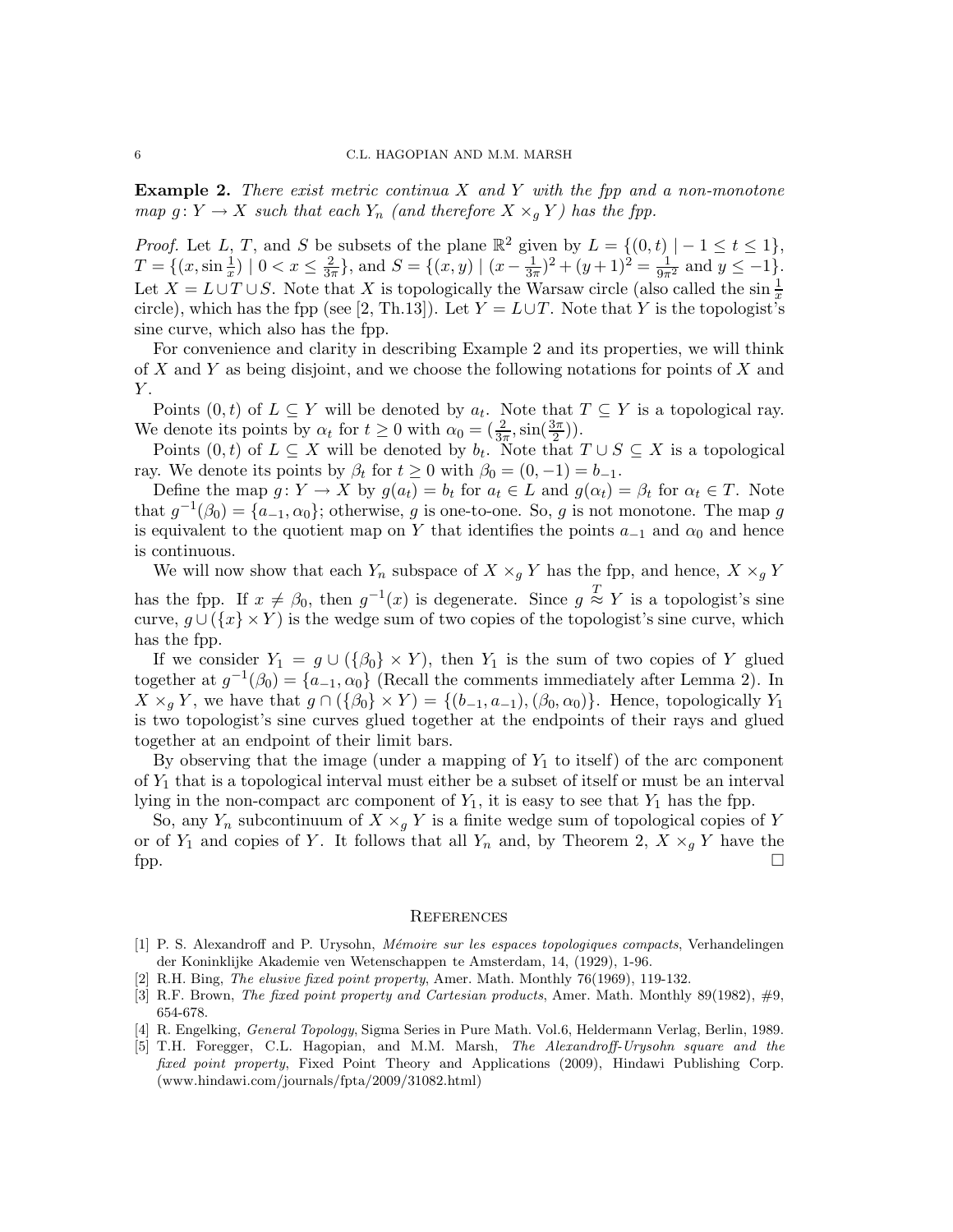**Example 2.** *There exist metric continua $X$ and $Y$ with the fpp and a non-monotone map $g\colon Y \to X$ such that each $Y_n$ (and therefore $X \times_g Y$) has the fpp.*

*Proof.* Let $L$, $T$, and $S$ be subsets of the plane $\mathbb{R}^2$ given by $L = \{(0,t) \mid -1 \le t \le 1\}$, $T = \{(x, \sin\frac{1}{x}) \mid 0 < x \le \frac{2}{3\pi}\}$, and $S = \{(x,y) \mid (x - \frac{1}{3\pi})^2 + (y+1)^2 = \frac{1}{9\pi^2} \text{ and } y \le -1\}$. Let $X = L \cup T \cup S$. Note that $X$ is topologically the Warsaw circle (also called the $\sin\frac{1}{x}$ circle), which has the fpp (see [2, Th.13]). Let $Y = L \cup T$. Note that $Y$ is the topologist's sine curve, which also has the fpp.

For convenience and clarity in describing Example 2 and its properties, we will think of $X$ and $Y$ as being disjoint, and we choose the following notations for points of $X$ and $Y$.

Points $(0,t)$ of $L \subseteq Y$ will be denoted by $a_t$. Note that $T \subseteq Y$ is a topological ray. We denote its points by $\alpha_t$ for $t \ge 0$ with $\alpha_0 = (\frac{2}{3\pi}, \sin(\frac{3\pi}{2}))$.

Points $(0,t)$ of $L \subseteq X$ will be denoted by $b_t$. Note that $T \cup S \subseteq X$ is a topological ray. We denote its points by $\beta_t$ for $t \ge 0$ with $\beta_0 = (0,-1) = b_{-1}$.

Define the map $g\colon Y \to X$ by $g(a_t) = b_t$ for $a_t \in L$ and $g(\alpha_t) = \beta_t$ for $\alpha_t \in T$. Note that $g^{-1}(\beta_0) = \{a_{-1}, \alpha_0\}$; otherwise, $g$ is one-to-one. So, $g$ is not monotone. The map $g$ is equivalent to the quotient map on $Y$ that identifies the points $a_{-1}$ and $\alpha_0$ and hence is continuous.

We will now show that each $Y_n$ subspace of $X \times_g Y$ has the fpp, and hence, $X \times_g Y$ has the fpp. If $x \neq \beta_0$, then $g^{-1}(x)$ is degenerate. Since $g \overset{T}{\approx} Y$ is a topologist's sine curve, $g \cup (\{x\} \times Y)$ is the wedge sum of two copies of the topologist's sine curve, which has the fpp.

If we consider $Y_1 = g \cup (\{\beta_0\} \times Y)$, then $Y_1$ is the sum of two copies of $Y$ glued together at $g^{-1}(\beta_0) = \{a_{-1}, \alpha_0\}$ (Recall the comments immediately after Lemma 2). In $X \times_g Y$, we have that $g \cap (\{\beta_0\} \times Y) = \{(b_{-1}, a_{-1}), (\beta_0, \alpha_0)\}$. Hence, topologically $Y_1$ is two topologist's sine curves glued together at the endpoints of their rays and glued together at an endpoint of their limit bars.

By observing that the image (under a mapping of $Y_1$ to itself) of the arc component of $Y_1$ that is a topological interval must either be a subset of itself or must be an interval lying in the non-compact arc component of $Y_1$, it is easy to see that $Y_1$ has the fpp.

So, any $Y_n$ subcontinuum of $X \times_g Y$ is a finite wedge sum of topological copies of $Y$ or of $Y_1$ and copies of $Y$. It follows that all $Y_n$ and, by Theorem 2, $X \times_g Y$ have the fpp. □

## References

[1] P. S. Alexandroff and P. Urysohn, *Mémoire sur les espaces topologiques compacts*, Verhandelingen der Koninklijke Akademie ven Wetenschappen te Amsterdam, 14, (1929), 1-96.

[2] R.H. Bing, *The elusive fixed point property*, Amer. Math. Monthly 76(1969), 119-132.

[3] R.F. Brown, *The fixed point property and Cartesian products*, Amer. Math. Monthly 89(1982), #9, 654-678.

[4] R. Engelking, *General Topology*, Sigma Series in Pure Math. Vol.6, Heldermann Verlag, Berlin, 1989.

[5] T.H. Foregger, C.L. Hagopian, and M.M. Marsh, *The Alexandroff-Urysohn square and the fixed point property*, Fixed Point Theory and Applications (2009), Hindawi Publishing Corp. (www.hindawi.com/journals/fpta/2009/31082.html)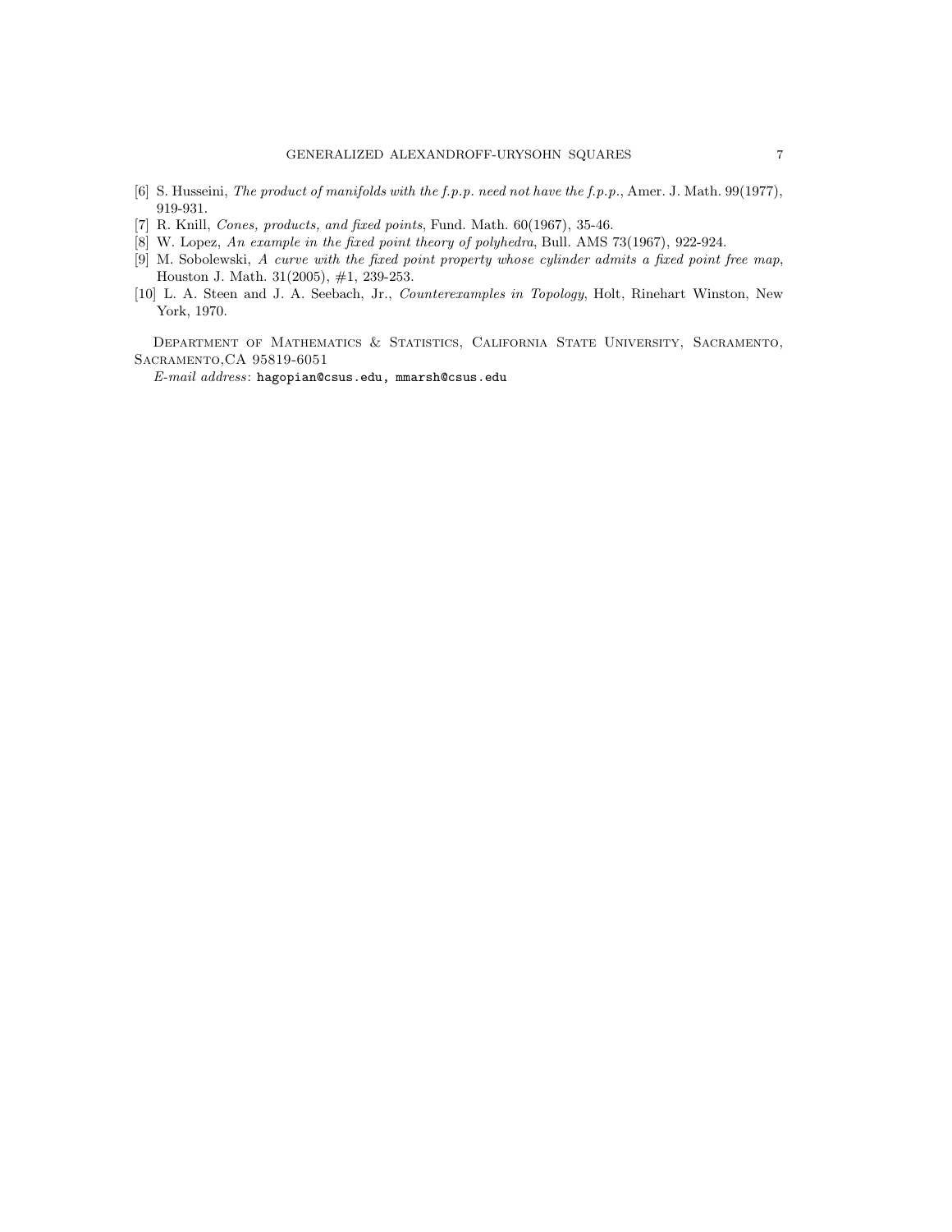[6] S. Husseini, *The product of manifolds with the f.p.p. need not have the f.p.p.*, Amer. J. Math. 99(1977), 919-931.

[7] R. Knill, *Cones, products, and fixed points*, Fund. Math. 60(1967), 35-46.

[8] W. Lopez, *An example in the fixed point theory of polyhedra*, Bull. AMS 73(1967), 922-924.

[9] M. Sobolewski, *A curve with the fixed point property whose cylinder admits a fixed point free map*, Houston J. Math. 31(2005), #1, 239-253.

[10] L. A. Steen and J. A. Seebach, Jr., *Counterexamples in Topology*, Holt, Rinehart Winston, New York, 1970.

Department of Mathematics & Statistics, California State University, Sacramento, Sacramento,CA 95819-6051

*E-mail address*: `hagopian@csus.edu, mmarsh@csus.edu`